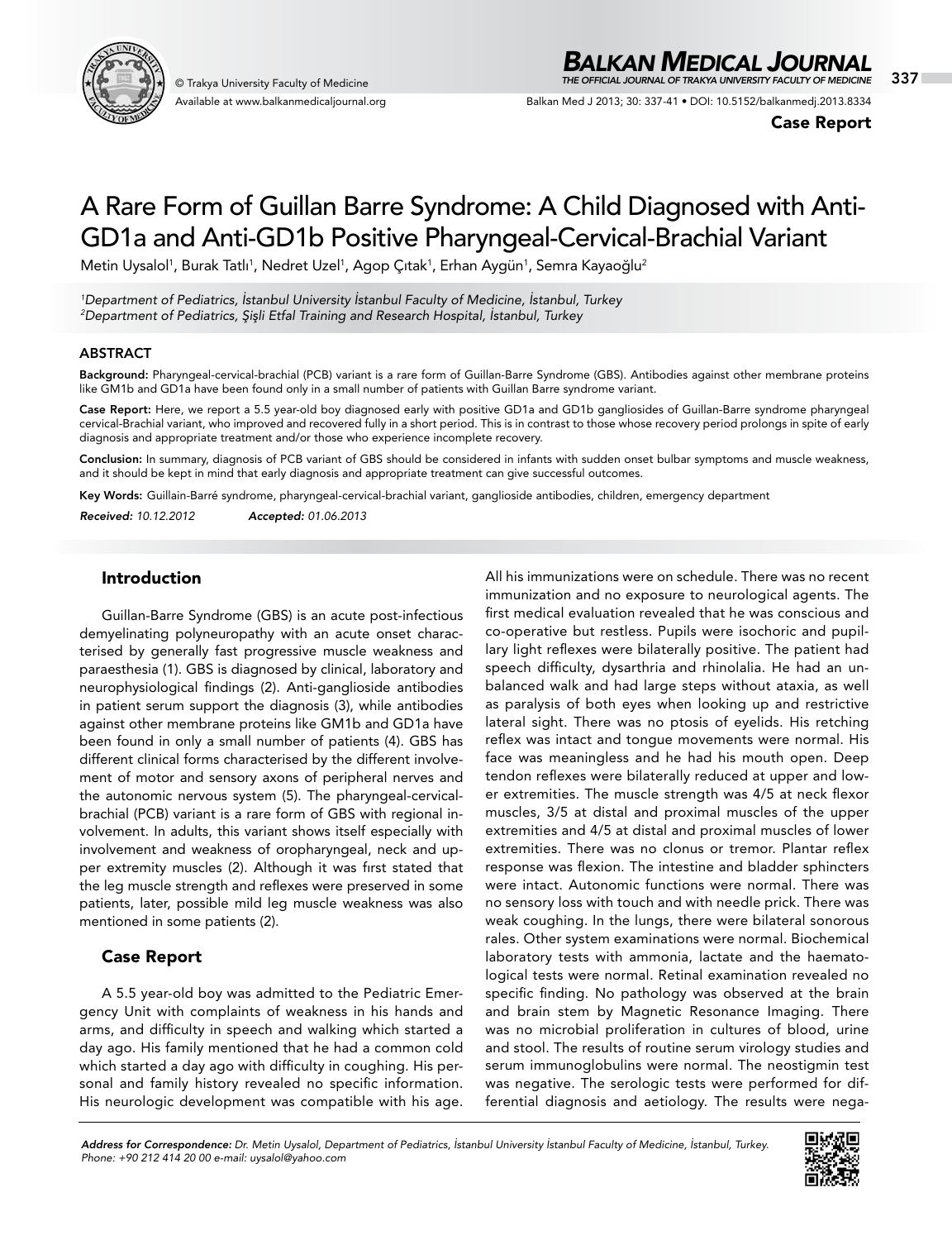Case Report

# A Rare Form of Guillan Barre Syndrome: A Child Diagnosed with Anti-GD1a and Anti-GD1b Positive Pharyngeal-Cervical-Brachial Variant

Metin Uysalol[1], Burak Tatlı[1], Nedret Uzel[1], Agop Çıtak[1], Erhan Aygün[1], Semra Kayaoğlu[2]

*[1]Department of Pediatrics, İstanbul University İstanbul Faculty of Medicine, İstanbul, Turkey*
*[2]Department of Pediatrics, Şişli Etfal Training and Research Hospital, İstanbul, Turkey*

## ABSTRACT

**Background:** Pharyngeal-cervical-brachial (PCB) variant is a rare form of Guillan-Barre Syndrome (GBS). Antibodies against other membrane proteins like GM1b and GD1a have been found only in a small number of patients with Guillan Barre syndrome variant.

**Case Report:** Here, we report a 5.5 year-old boy diagnosed early with positive GD1a and GD1b gangliosides of Guillan-Barre syndrome pharyngeal cervical-Brachial variant, who improved and recovered fully in a short period. This is in contrast to those whose recovery period prolongs in spite of early diagnosis and appropriate treatment and/or those who experience incomplete recovery.

**Conclusion:** In summary, diagnosis of PCB variant of GBS should be considered in infants with sudden onset bulbar symptoms and muscle weakness, and it should be kept in mind that early diagnosis and appropriate treatment can give successful outcomes.

**Key Words:** Guillain-Barré syndrome, pharyngeal-cervical-brachial variant, ganglioside antibodies, children, emergency department

***Received:*** *10.12.2012* ***Accepted:*** *01.06.2013*

## Introduction

Guillan-Barre Syndrome (GBS) is an acute post-infectious demyelinating polyneuropathy with an acute onset characterised by generally fast progressive muscle weakness and paraesthesia (1). GBS is diagnosed by clinical, laboratory and neurophysiological findings (2). Anti-ganglioside antibodies in patient serum support the diagnosis (3), while antibodies against other membrane proteins like GM1b and GD1a have been found in only a small number of patients (4). GBS has different clinical forms characterised by the different involvement of motor and sensory axons of peripheral nerves and the autonomic nervous system (5). The pharyngeal-cervical-brachial (PCB) variant is a rare form of GBS with regional involvement. In adults, this variant shows itself especially with involvement and weakness of oropharyngeal, neck and upper extremity muscles (2). Although it was first stated that the leg muscle strength and reflexes were preserved in some patients, later, possible mild leg muscle weakness was also mentioned in some patients (2).

## Case Report

A 5.5 year-old boy was admitted to the Pediatric Emergency Unit with complaints of weakness in his hands and arms, and difficulty in speech and walking which started a day ago. His family mentioned that he had a common cold which started a day ago with difficulty in coughing. His personal and family history revealed no specific information. His neurologic development was compatible with his age. All his immunizations were on schedule. There was no recent immunization and no exposure to neurological agents. The first medical evaluation revealed that he was conscious and co-operative but restless. Pupils were isochoric and pupillary light reflexes were bilaterally positive. The patient had speech difficulty, dysarthria and rhinolalia. He had an unbalanced walk and had large steps without ataxia, as well as paralysis of both eyes when looking up and restrictive lateral sight. There was no ptosis of eyelids. His retching reflex was intact and tongue movements were normal. His face was meaningless and he had his mouth open. Deep tendon reflexes were bilaterally reduced at upper and lower extremities. The muscle strength was 4/5 at neck flexor muscles, 3/5 at distal and proximal muscles of the upper extremities and 4/5 at distal and proximal muscles of lower extremities. There was no clonus or tremor. Plantar reflex response was flexion. The intestine and bladder sphincters were intact. Autonomic functions were normal. There was no sensory loss with touch and with needle prick. There was weak coughing. In the lungs, there were bilateral sonorous rales. Other system examinations were normal. Biochemical laboratory tests with ammonia, lactate and the haematological tests were normal. Retinal examination revealed no specific finding. No pathology was observed at the brain and brain stem by Magnetic Resonance Imaging. There was no microbial proliferation in cultures of blood, urine and stool. The results of routine serum virology studies and serum immunoglobulins were normal. The neostigmin test was negative. The serologic tests were performed for differential diagnosis and aetiology. The results were nega-

***Address for Correspondence:*** *Dr. Metin Uysalol, Department of Pediatrics, İstanbul University İstanbul Faculty of Medicine, İstanbul, Turkey. Phone: +90 212 414 20 00 e-mail: uysalol@yahoo.com*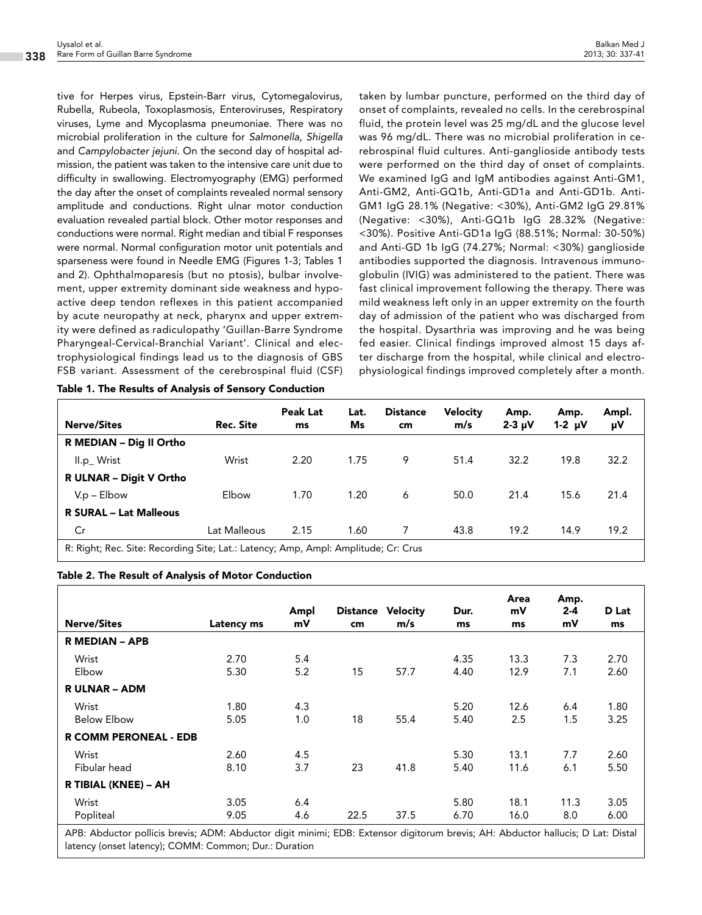tive for Herpes virus, Epstein-Barr virus, Cytomegalovirus, Rubella, Rubeola, Toxoplasmosis, Enteroviruses, Respiratory viruses, Lyme and Mycoplasma pneumoniae. There was no microbial proliferation in the culture for *Salmonella*, *Shigella* and *Campylobacter jejuni*. On the second day of hospital admission, the patient was taken to the intensive care unit due to difficulty in swallowing. Electromyography (EMG) performed the day after the onset of complaints revealed normal sensory amplitude and conductions. Right ulnar motor conduction evaluation revealed partial block. Other motor responses and conductions were normal. Right median and tibial F responses were normal. Normal configuration motor unit potentials and sparseness were found in Needle EMG (Figures 1-3; Tables 1 and 2). Ophthalmoparesis (but no ptosis), bulbar involvement, upper extremity dominant side weakness and hypoactive deep tendon reflexes in this patient accompanied by acute neuropathy at neck, pharynx and upper extremity were defined as radiculopathy 'Guillan-Barre Syndrome Pharyngeal-Cervical-Branchial Variant'. Clinical and electrophysiological findings lead us to the diagnosis of GBS FSB variant. Assessment of the cerebrospinal fluid (CSF) taken by lumbar puncture, performed on the third day of onset of complaints, revealed no cells. In the cerebrospinal fluid, the protein level was 25 mg/dL and the glucose level was 96 mg/dL. There was no microbial proliferation in cerebrospinal fluid cultures. Anti-ganglioside antibody tests were performed on the third day of onset of complaints. We examined IgG and IgM antibodies against Anti-GM1, Anti-GM2, Anti-GQ1b, Anti-GD1a and Anti-GD1b. Anti-GM1 IgG 28.1% (Negative: <30%), Anti-GM2 IgG 29.81% (Negative: <30%), Anti-GQ1b IgG 28.32% (Negative: <30%). Positive Anti-GD1a IgG (88.51%; Normal: 30-50%) and Anti-GD 1b IgG (74.27%; Normal: <30%) ganglioside antibodies supported the diagnosis. Intravenous immunoglobulin (IVIG) was administered to the patient. There was fast clinical improvement following the therapy. There was mild weakness left only in an upper extremity on the fourth day of admission of the patient who was discharged from the hospital. Dysarthria was improving and he was being fed easier. Clinical findings improved almost 15 days after discharge from the hospital, while clinical and electrophysiological findings improved completely after a month.

**Table 1. The Results of Analysis of Sensory Conduction**

| Nerve/Sites | Rec. Site | Peak Lat ms | Lat. Ms | Distance cm | Velocity m/s | Amp. 2-3 μV | Amp. 1-2 μV | Ampl. μV |
|---|---|---|---|---|---|---|---|---|
| **R MEDIAN – Dig II Ortho** | | | | | | | | |
| II.p_ Wrist | Wrist | 2.20 | 1.75 | 9 | 51.4 | 32.2 | 19.8 | 32.2 |
| **R ULNAR – Digit V Ortho** | | | | | | | | |
| V.p – Elbow | Elbow | 1.70 | 1.20 | 6 | 50.0 | 21.4 | 15.6 | 21.4 |
| **R SURAL – Lat Malleous** | | | | | | | | |
| Cr | Lat Malleous | 2.15 | 1.60 | 7 | 43.8 | 19.2 | 14.9 | 19.2 |

R: Right; Rec. Site: Recording Site; Lat.: Latency; Amp, Ampl: Amplitude; Cr: Crus

**Table 2. The Result of Analysis of Motor Conduction**

| Nerve/Sites | Latency ms | Ampl mV | Distance cm | Velocity m/s | Dur. ms | Area mV ms | Amp. 2-4 mV | D Lat ms |
|---|---|---|---|---|---|---|---|---|
| **R MEDIAN – APB** | | | | | | | | |
| Wrist | 2.70 | 5.4 | | | 4.35 | 13.3 | 7.3 | 2.70 |
| Elbow | 5.30 | 5.2 | 15 | 57.7 | 4.40 | 12.9 | 7.1 | 2.60 |
| **R ULNAR – ADM** | | | | | | | | |
| Wrist | 1.80 | 4.3 | | | 5.20 | 12.6 | 6.4 | 1.80 |
| Below Elbow | 5.05 | 1.0 | 18 | 55.4 | 5.40 | 2.5 | 1.5 | 3.25 |
| **R COMM PERONEAL - EDB** | | | | | | | | |
| Wrist | 2.60 | 4.5 | | | 5.30 | 13.1 | 7.7 | 2.60 |
| Fibular head | 8.10 | 3.7 | 23 | 41.8 | 5.40 | 11.6 | 6.1 | 5.50 |
| **R TIBIAL (KNEE) – AH** | | | | | | | | |
| Wrist | 3.05 | 6.4 | | | 5.80 | 18.1 | 11.3 | 3.05 |
| Popliteal | 9.05 | 4.6 | 22.5 | 37.5 | 6.70 | 16.0 | 8.0 | 6.00 |

APB: Abductor pollicis brevis; ADM: Abductor digit minimi; EDB: Extensor digitorum brevis; AH: Abductor hallucis; D Lat: Distal latency (onset latency); COMM: Common; Dur.: Duration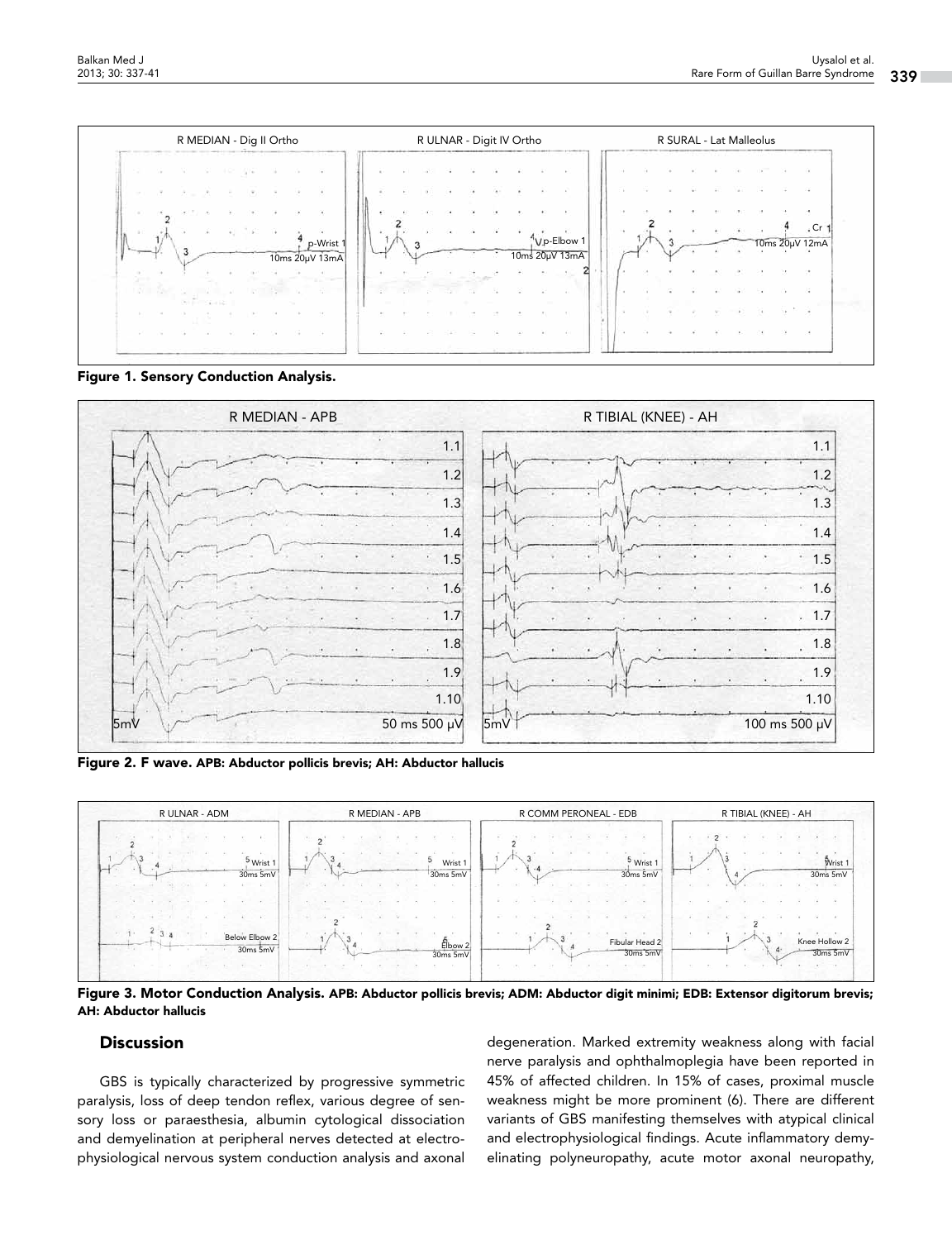**Figure 1. Sensory Conduction Analysis.**

**Figure 2. F wave.** APB: Abductor pollicis brevis; AH: Abductor hallucis

**Figure 3. Motor Conduction Analysis.** APB: Abductor pollicis brevis; ADM: Abductor digit minimi; EDB: Extensor digitorum brevis; AH: Abductor hallucis

## Discussion

GBS is typically characterized by progressive symmetric paralysis, loss of deep tendon reflex, various degree of sensory loss or paraesthesia, albumin cytological dissociation and demyelination at peripheral nerves detected at electrophysiological nervous system conduction analysis and axonal degeneration. Marked extremity weakness along with facial nerve paralysis and ophthalmoplegia have been reported in 45% of affected children. In 15% of cases, proximal muscle weakness might be more prominent (6). There are different variants of GBS manifesting themselves with atypical clinical and electrophysiological findings. Acute inflammatory demyelinating polyneuropathy, acute motor axonal neuropathy,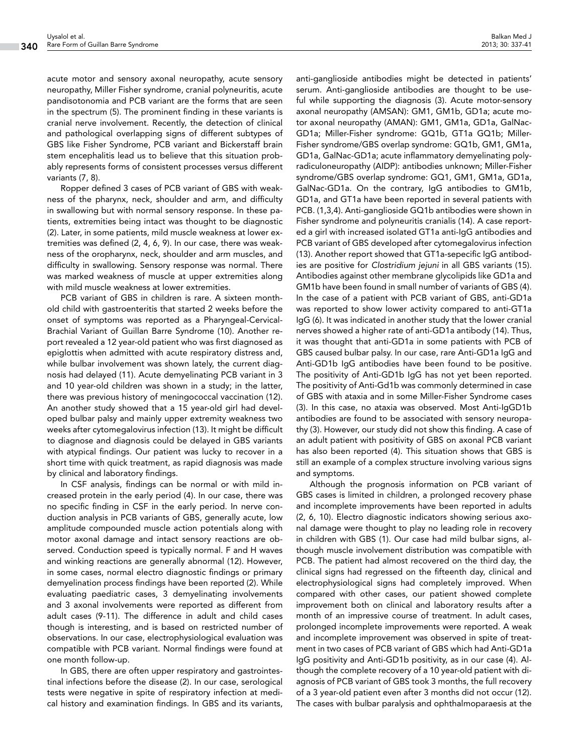acute motor and sensory axonal neuropathy, acute sensory neuropathy, Miller Fisher syndrome, cranial polyneuritis, acute pandisotonomia and PCB variant are the forms that are seen in the spectrum (5). The prominent finding in these variants is cranial nerve involvement. Recently, the detection of clinical and pathological overlapping signs of different subtypes of GBS like Fisher Syndrome, PCB variant and Bickerstaff brain stem encephalitis lead us to believe that this situation probably represents forms of consistent processes versus different variants (7, 8).

Ropper defined 3 cases of PCB variant of GBS with weakness of the pharynx, neck, shoulder and arm, and difficulty in swallowing but with normal sensory response. In these patients, extremities being intact was thought to be diagnostic (2). Later, in some patients, mild muscle weakness at lower extremities was defined (2, 4, 6, 9). In our case, there was weakness of the oropharynx, neck, shoulder and arm muscles, and difficulty in swallowing. Sensory response was normal. There was marked weakness of muscle at upper extremities along with mild muscle weakness at lower extremities.

PCB variant of GBS in children is rare. A sixteen month-old child with gastroenteritis that started 2 weeks before the onset of symptoms was reported as a Pharyngeal-Cervical-Brachial Variant of Guillan Barre Syndrome (10). Another report revealed a 12 year-old patient who was first diagnosed as epiglottis when admitted with acute respiratory distress and, while bulbar involvement was shown lately, the current diagnosis had delayed (11). Acute demyelinating PCB variant in 3 and 10 year-old children was shown in a study; in the latter, there was previous history of meningococcal vaccination (12). An another study showed that a 15 year-old girl had developed bulbar palsy and mainly upper extremity weakness two weeks after cytomegalovirus infection (13). It might be difficult to diagnose and diagnosis could be delayed in GBS variants with atypical findings. Our patient was lucky to recover in a short time with quick treatment, as rapid diagnosis was made by clinical and laboratory findings.

In CSF analysis, findings can be normal or with mild increased protein in the early period (4). In our case, there was no specific finding in CSF in the early period. In nerve conduction analysis in PCB variants of GBS, generally acute, low amplitude compounded muscle action potentials along with motor axonal damage and intact sensory reactions are observed. Conduction speed is typically normal. F and H waves and winking reactions are generally abnormal (12). However, in some cases, normal electro diagnostic findings or primary demyelination process findings have been reported (2). While evaluating paediatric cases, 3 demyelinating involvements and 3 axonal involvements were reported as different from adult cases (9-11). The difference in adult and child cases though is interesting, and is based on restricted number of observations. In our case, electrophysiological evaluation was compatible with PCB variant. Normal findings were found at one month follow-up.

In GBS, there are often upper respiratory and gastrointestinal infections before the disease (2). In our case, serological tests were negative in spite of respiratory infection at medical history and examination findings. In GBS and its variants, anti-ganglioside antibodies might be detected in patients' serum. Anti-ganglioside antibodies are thought to be useful while supporting the diagnosis (3). Acute motor-sensory axonal neuropathy (AMSAN): GM1, GM1b, GD1a; acute motor axonal neuropathy (AMAN): GM1, GM1a, GD1a, GalNac-GD1a; Miller-Fisher syndrome: GQ1b, GT1a GQ1b; Miller-Fisher syndrome/GBS overlap syndrome: GQ1b, GM1, GM1a, GD1a, GalNac-GD1a; acute inflammatory demyelinating polyradiculoneuropathy (AIDP): antibodies unknown; Miller-Fisher syndrome/GBS overlap syndrome: GQ1, GM1, GM1a, GD1a, GalNac-GD1a. On the contrary, IgG antibodies to GM1b, GD1a, and GT1a have been reported in several patients with PCB. (1,3,4). Anti-ganglioside GQ1b antibodies were shown in Fisher syndrome and polyneuritis cranialis (14). A case reported a girl with increased isolated GT1a anti-IgG antibodies and PCB variant of GBS developed after cytomegalovirus infection (13). Another report showed that GT1a-sepecific IgG antibodies are positive for *Clostridium jejuni* in all GBS variants (15). Antibodies against other membrane glycolipids like GD1a and GM1b have been found in small number of variants of GBS (4). In the case of a patient with PCB variant of GBS, anti-GD1a was reported to show lower activity compared to anti-GT1a IgG (6). It was indicated in another study that the lower cranial nerves showed a higher rate of anti-GD1a antibody (14). Thus, it was thought that anti-GD1a in some patients with PCB of GBS caused bulbar palsy. In our case, rare Anti-GD1a IgG and Anti-GD1b IgG antibodies have been found to be positive. The positivity of Anti-GD1b IgG has not yet been reported. The positivity of Anti-Gd1b was commonly determined in case of GBS with ataxia and in some Miller-Fisher Syndrome cases (3). In this case, no ataxia was observed. Most Anti-IgGD1b antibodies are found to be associated with sensory neuropathy (3). However, our study did not show this finding. A case of an adult patient with positivity of GBS on axonal PCB variant has also been reported (4). This situation shows that GBS is still an example of a complex structure involving various signs and symptoms.

Although the prognosis information on PCB variant of GBS cases is limited in children, a prolonged recovery phase and incomplete improvements have been reported in adults (2, 6, 10). Electro diagnostic indicators showing serious axonal damage were thought to play no leading role in recovery in children with GBS (1). Our case had mild bulbar signs, although muscle involvement distribution was compatible with PCB. The patient had almost recovered on the third day, the clinical signs had regressed on the fifteenth day, clinical and electrophysiological signs had completely improved. When compared with other cases, our patient showed complete improvement both on clinical and laboratory results after a month of an impressive course of treatment. In adult cases, prolonged incomplete improvements were reported. A weak and incomplete improvement was observed in spite of treatment in two cases of PCB variant of GBS which had Anti-GD1a IgG positivity and Anti-GD1b positivity, as in our case (4). Although the complete recovery of a 10 year-old patient with diagnosis of PCB variant of GBS took 3 months, the full recovery of a 3 year-old patient even after 3 months did not occur (12). The cases with bulbar paralysis and ophthalmoparaesis at the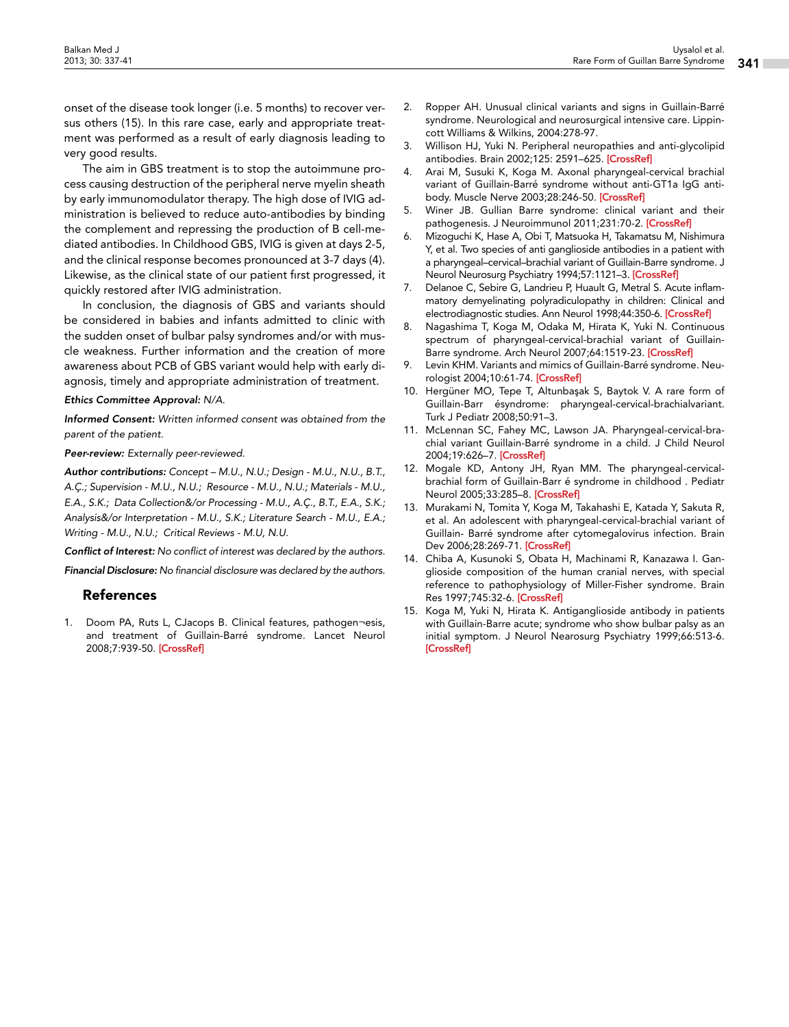onset of the disease took longer (i.e. 5 months) to recover versus others (15). In this rare case, early and appropriate treatment was performed as a result of early diagnosis leading to very good results.

The aim in GBS treatment is to stop the autoimmune process causing destruction of the peripheral nerve myelin sheath by early immunomodulator therapy. The high dose of IVIG administration is believed to reduce auto-antibodies by binding the complement and repressing the production of B cell-mediated antibodies. In Childhood GBS, IVIG is given at days 2-5, and the clinical response becomes pronounced at 3-7 days (4). Likewise, as the clinical state of our patient first progressed, it quickly restored after IVIG administration.

In conclusion, the diagnosis of GBS and variants should be considered in babies and infants admitted to clinic with the sudden onset of bulbar palsy syndromes and/or with muscle weakness. Further information and the creation of more awareness about PCB of GBS variant would help with early diagnosis, timely and appropriate administration of treatment.

***Ethics Committee Approval:*** *N/A.*

***Informed Consent:*** *Written informed consent was obtained from the parent of the patient.*

***Peer-review:*** *Externally peer-reviewed.*

***Author contributions:*** *Concept – M.U., N.U.; Design - M.U., N.U., B.T., A.Ç.; Supervision - M.U., N.U.; Resource - M.U., N.U.; Materials - M.U., E.A., S.K.; Data Collection&/or Processing - M.U., A.Ç., B.T., E.A., S.K.; Analysis&/or Interpretation - M.U., S.K.; Literature Search - M.U., E.A.; Writing - M.U., N.U.; Critical Reviews - M.U, N.U.*

***Conflict of Interest:*** *No conflict of interest was declared by the authors.*

***Financial Disclosure:*** *No financial disclosure was declared by the authors.*

## References

1. Doom PA, Ruts L, CJacops B. Clinical features, pathogen¬esis, and treatment of Guillain-Barré syndrome. Lancet Neurol 2008;7:939-50. [CrossRef]
2. Ropper AH. Unusual clinical variants and signs in Guillain-Barré syndrome. Neurological and neurosurgical intensive care. Lippincott Williams & Wilkins, 2004:278-97.
3. Willison HJ, Yuki N. Peripheral neuropathies and anti-glycolipid antibodies. Brain 2002;125: 2591–625. [CrossRef]
4. Arai M, Susuki K, Koga M. Axonal pharyngeal-cervical brachial variant of Guillain-Barré syndrome without anti-GT1a IgG antibody. Muscle Nerve 2003;28:246-50. [CrossRef]
5. Winer JB. Gullian Barre syndrome: clinical variant and their pathogenesis. J Neuroimmunol 2011;231:70-2. [CrossRef]
6. Mizoguchi K, Hase A, Obi T, Matsuoka H, Takamatsu M, Nishimura Y, et al. Two species of anti ganglioside antibodies in a patient with a pharyngeal–cervical–brachial variant of Guillain-Barre syndrome. J Neurol Neurosurg Psychiatry 1994;57:1121–3. [CrossRef]
7. Delanoe C, Sebire G, Landrieu P, Huault G, Metral S. Acute inflammatory demyelinating polyradiculopathy in children: Clinical and electrodiagnostic studies. Ann Neurol 1998;44:350-6. [CrossRef]
8. Nagashima T, Koga M, Odaka M, Hirata K, Yuki N. Continuous spectrum of pharyngeal-cervical-brachial variant of Guillain-Barre syndrome. Arch Neurol 2007;64:1519-23. [CrossRef]
9. Levin KHM. Variants and mimics of Guillain-Barré syndrome. Neurologist 2004;10:61-74. [CrossRef]
10. Hergüner MO, Tepe T, Altunbaşak S, Baytok V. A rare form of Guillain-Barr ésyndrome: pharyngeal-cervical-brachialvariant. Turk J Pediatr 2008;50:91–3.
11. McLennan SC, Fahey MC, Lawson JA. Pharyngeal-cervical-brachial variant Guillain-Barré syndrome in a child. J Child Neurol 2004;19:626–7. [CrossRef]
12. Mogale KD, Antony JH, Ryan MM. The pharyngeal-cervical-brachial form of Guillain-Barr é syndrome in childhood . Pediatr Neurol 2005;33:285–8. [CrossRef]
13. Murakami N, Tomita Y, Koga M, Takahashi E, Katada Y, Sakuta R, et al. An adolescent with pharyngeal-cervical-brachial variant of Guillain- Barré syndrome after cytomegalovirus infection. Brain Dev 2006;28:269-71. [CrossRef]
14. Chiba A, Kusunoki S, Obata H, Machinami R, Kanazawa I. Ganglioside composition of the human cranial nerves, with special reference to pathophysiology of Miller-Fisher syndrome. Brain Res 1997;745:32-6. [CrossRef]
15. Koga M, Yuki N, Hirata K. Antiganglioside antibody in patients with Guillain-Barre acute; syndrome who show bulbar palsy as an initial symptom. J Neurol Nearosurg Psychiatry 1999;66:513-6. [CrossRef]